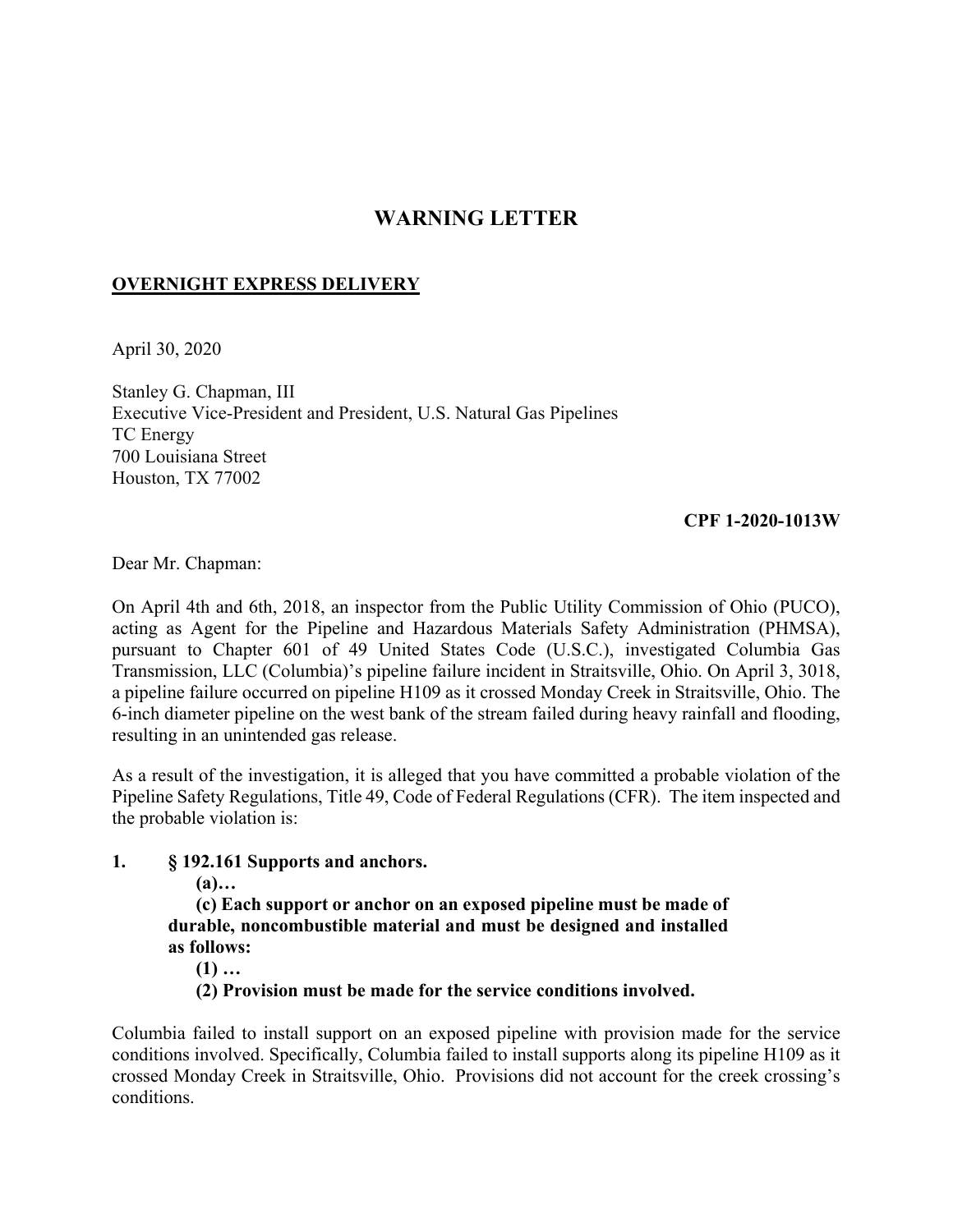# WARNING LETTER

**OVERNIGHT EXPRESS DELIVERY**

April 30, 2020

Stanley G. Chapman, III
Executive Vice-President and President, U.S. Natural Gas Pipelines
TC Energy
700 Louisiana Street
Houston, TX 77002

**CPF 1-2020-1013W**

Dear Mr. Chapman:

On April 4th and 6th, 2018, an inspector from the Public Utility Commission of Ohio (PUCO), acting as Agent for the Pipeline and Hazardous Materials Safety Administration (PHMSA), pursuant to Chapter 601 of 49 United States Code (U.S.C.), investigated Columbia Gas Transmission, LLC (Columbia)'s pipeline failure incident in Straitsville, Ohio. On April 3, 3018, a pipeline failure occurred on pipeline H109 as it crossed Monday Creek in Straitsville, Ohio. The 6-inch diameter pipeline on the west bank of the stream failed during heavy rainfall and flooding, resulting in an unintended gas release.

As a result of the investigation, it is alleged that you have committed a probable violation of the Pipeline Safety Regulations, Title 49, Code of Federal Regulations (CFR). The item inspected and the probable violation is:

1. **§ 192.161 Supports and anchors.**

   **(a)…**

   **(c) Each support or anchor on an exposed pipeline must be made of durable, noncombustible material and must be designed and installed as follows:**

   **(1) …**

   **(2) Provision must be made for the service conditions involved.**

Columbia failed to install support on an exposed pipeline with provision made for the service conditions involved. Specifically, Columbia failed to install supports along its pipeline H109 as it crossed Monday Creek in Straitsville, Ohio. Provisions did not account for the creek crossing's conditions.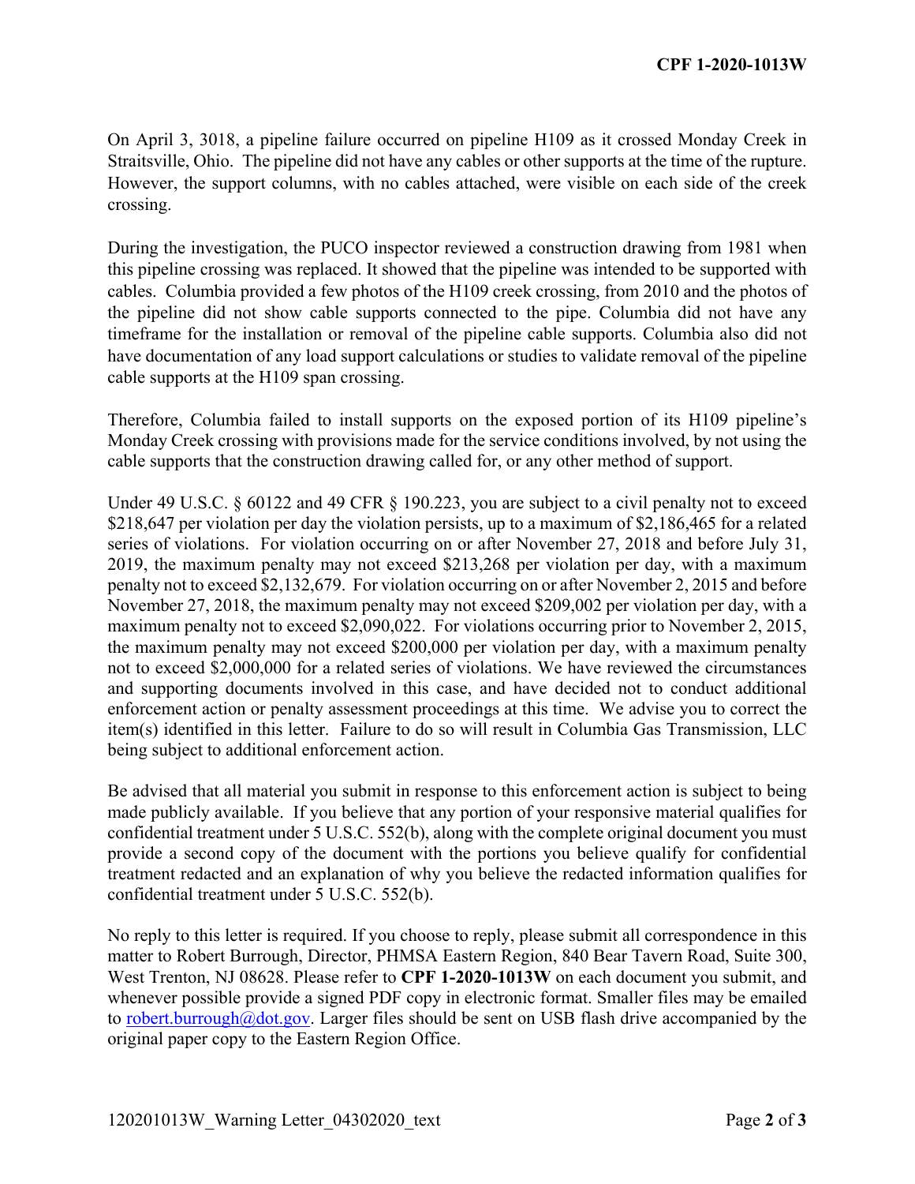On April 3, 3018, a pipeline failure occurred on pipeline H109 as it crossed Monday Creek in Straitsville, Ohio. The pipeline did not have any cables or other supports at the time of the rupture. However, the support columns, with no cables attached, were visible on each side of the creek crossing.

During the investigation, the PUCO inspector reviewed a construction drawing from 1981 when this pipeline crossing was replaced. It showed that the pipeline was intended to be supported with cables. Columbia provided a few photos of the H109 creek crossing, from 2010 and the photos of the pipeline did not show cable supports connected to the pipe. Columbia did not have any timeframe for the installation or removal of the pipeline cable supports. Columbia also did not have documentation of any load support calculations or studies to validate removal of the pipeline cable supports at the H109 span crossing.

Therefore, Columbia failed to install supports on the exposed portion of its H109 pipeline's Monday Creek crossing with provisions made for the service conditions involved, by not using the cable supports that the construction drawing called for, or any other method of support.

Under 49 U.S.C. § 60122 and 49 CFR § 190.223, you are subject to a civil penalty not to exceed $218,647 per violation per day the violation persists, up to a maximum of $2,186,465 for a related series of violations. For violation occurring on or after November 27, 2018 and before July 31, 2019, the maximum penalty may not exceed $213,268 per violation per day, with a maximum penalty not to exceed $2,132,679. For violation occurring on or after November 2, 2015 and before November 27, 2018, the maximum penalty may not exceed $209,002 per violation per day, with a maximum penalty not to exceed $2,090,022. For violations occurring prior to November 2, 2015, the maximum penalty may not exceed $200,000 per violation per day, with a maximum penalty not to exceed $2,000,000 for a related series of violations. We have reviewed the circumstances and supporting documents involved in this case, and have decided not to conduct additional enforcement action or penalty assessment proceedings at this time. We advise you to correct the item(s) identified in this letter. Failure to do so will result in Columbia Gas Transmission, LLC being subject to additional enforcement action.

Be advised that all material you submit in response to this enforcement action is subject to being made publicly available. If you believe that any portion of your responsive material qualifies for confidential treatment under 5 U.S.C. 552(b), along with the complete original document you must provide a second copy of the document with the portions you believe qualify for confidential treatment redacted and an explanation of why you believe the redacted information qualifies for confidential treatment under 5 U.S.C. 552(b).

No reply to this letter is required. If you choose to reply, please submit all correspondence in this matter to Robert Burrough, Director, PHMSA Eastern Region, 840 Bear Tavern Road, Suite 300, West Trenton, NJ 08628. Please refer to **CPF 1-2020-1013W** on each document you submit, and whenever possible provide a signed PDF copy in electronic format. Smaller files may be emailed to robert.burrough@dot.gov. Larger files should be sent on USB flash drive accompanied by the original paper copy to the Eastern Region Office.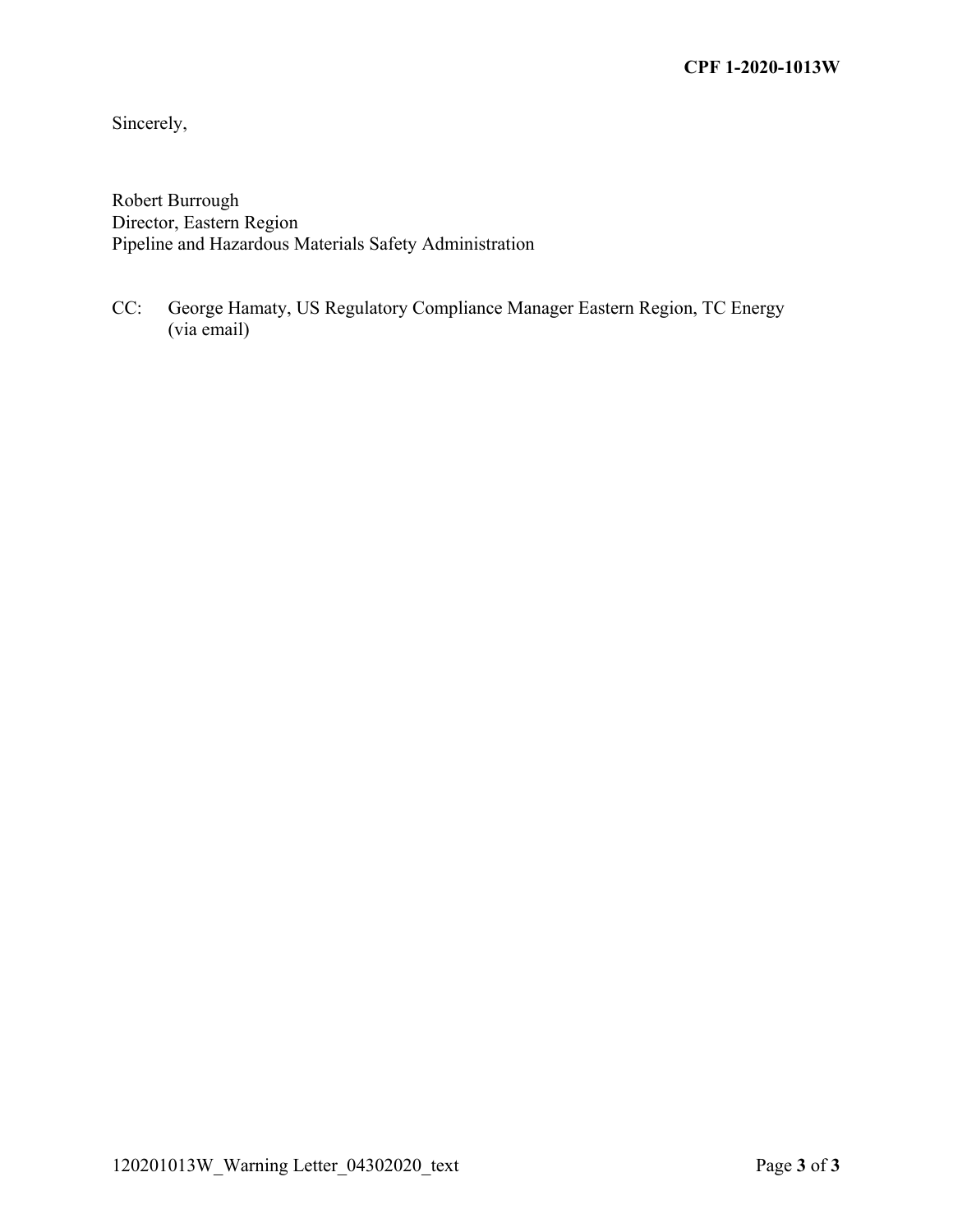Sincerely,

Robert Burrough
Director, Eastern Region
Pipeline and Hazardous Materials Safety Administration

CC: George Hamaty, US Regulatory Compliance Manager Eastern Region, TC Energy (via email)